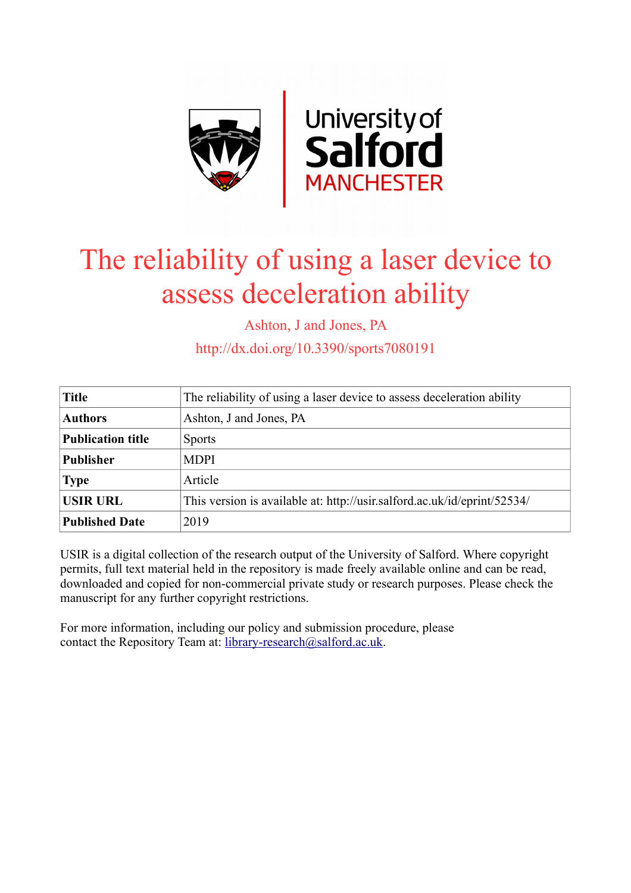# The reliability of using a laser device to assess deceleration ability

Ashton, J and Jones, PA

http://dx.doi.org/10.3390/sports7080191

| **Title** | The reliability of using a laser device to assess deceleration ability |
|---|---|
| **Authors** | Ashton, J and Jones, PA |
| **Publication title** | Sports |
| **Publisher** | MDPI |
| **Type** | Article |
| **USIR URL** | This version is available at: http://usir.salford.ac.uk/id/eprint/52534/ |
| **Published Date** | 2019 |

USIR is a digital collection of the research output of the University of Salford. Where copyright permits, full text material held in the repository is made freely available online and can be read, downloaded and copied for non-commercial private study or research purposes. Please check the manuscript for any further copyright restrictions.

For more information, including our policy and submission procedure, please contact the Repository Team at: library-research@salford.ac.uk.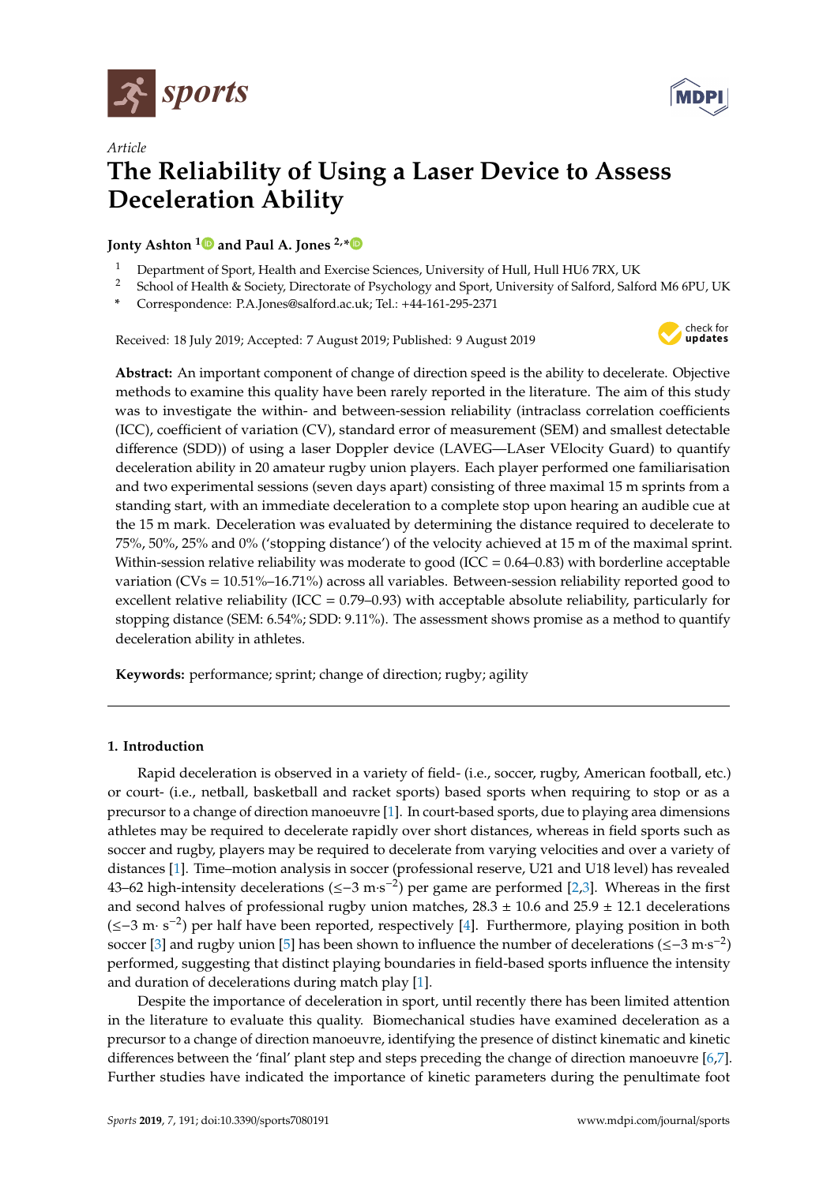Article

# The Reliability of Using a Laser Device to Assess Deceleration Ability

**Jonty Ashton [1] and Paul A. Jones [2,*]**

[1] Department of Sport, Health and Exercise Sciences, University of Hull, Hull HU6 7RX, UK
[2] School of Health & Society, Directorate of Psychology and Sport, University of Salford, Salford M6 6PU, UK
[*] Correspondence: P.A.Jones@salford.ac.uk; Tel.: +44-161-295-2371

Received: 18 July 2019; Accepted: 7 August 2019; Published: 9 August 2019

**Abstract:** An important component of change of direction speed is the ability to decelerate. Objective methods to examine this quality have been rarely reported in the literature. The aim of this study was to investigate the within- and between-session reliability (intraclass correlation coefficients (ICC), coefficient of variation (CV), standard error of measurement (SEM) and smallest detectable difference (SDD)) of using a laser Doppler device (LAVEG—LAser VElocity Guard) to quantify deceleration ability in 20 amateur rugby union players. Each player performed one familiarisation and two experimental sessions (seven days apart) consisting of three maximal 15 m sprints from a standing start, with an immediate deceleration to a complete stop upon hearing an audible cue at the 15 m mark. Deceleration was evaluated by determining the distance required to decelerate to 75%, 50%, 25% and 0% ('stopping distance') of the velocity achieved at 15 m of the maximal sprint. Within-session relative reliability was moderate to good (ICC = 0.64–0.83) with borderline acceptable variation (CVs = 10.51%–16.71%) across all variables. Between-session reliability reported good to excellent relative reliability (ICC = 0.79–0.93) with acceptable absolute reliability, particularly for stopping distance (SEM: 6.54%; SDD: 9.11%). The assessment shows promise as a method to quantify deceleration ability in athletes.

**Keywords:** performance; sprint; change of direction; rugby; agility

## 1. Introduction

Rapid deceleration is observed in a variety of field- (i.e., soccer, rugby, American football, etc.) or court- (i.e., netball, basketball and racket sports) based sports when requiring to stop or as a precursor to a change of direction manoeuvre [1]. In court-based sports, due to playing area dimensions athletes may be required to decelerate rapidly over short distances, whereas in field sports such as soccer and rugby, players may be required to decelerate from varying velocities and over a variety of distances [1]. Time–motion analysis in soccer (professional reserve, U21 and U18 level) has revealed 43–62 high-intensity decelerations ($\leq -3$ m·s$^{-2}$) per game are performed [2,3]. Whereas in the first and second halves of professional rugby union matches, 28.3 ± 10.6 and 25.9 ± 12.1 decelerations ($\leq -3$ m· s$^{-2}$) per half have been reported, respectively [4]. Furthermore, playing position in both soccer [3] and rugby union [5] has been shown to influence the number of decelerations ($\leq -3$ m·s$^{-2}$) performed, suggesting that distinct playing boundaries in field-based sports influence the intensity and duration of decelerations during match play [1].

Despite the importance of deceleration in sport, until recently there has been limited attention in the literature to evaluate this quality. Biomechanical studies have examined deceleration as a precursor to a change of direction manoeuvre, identifying the presence of distinct kinematic and kinetic differences between the 'final' plant step and steps preceding the change of direction manoeuvre [6,7]. Further studies have indicated the importance of kinetic parameters during the penultimate foot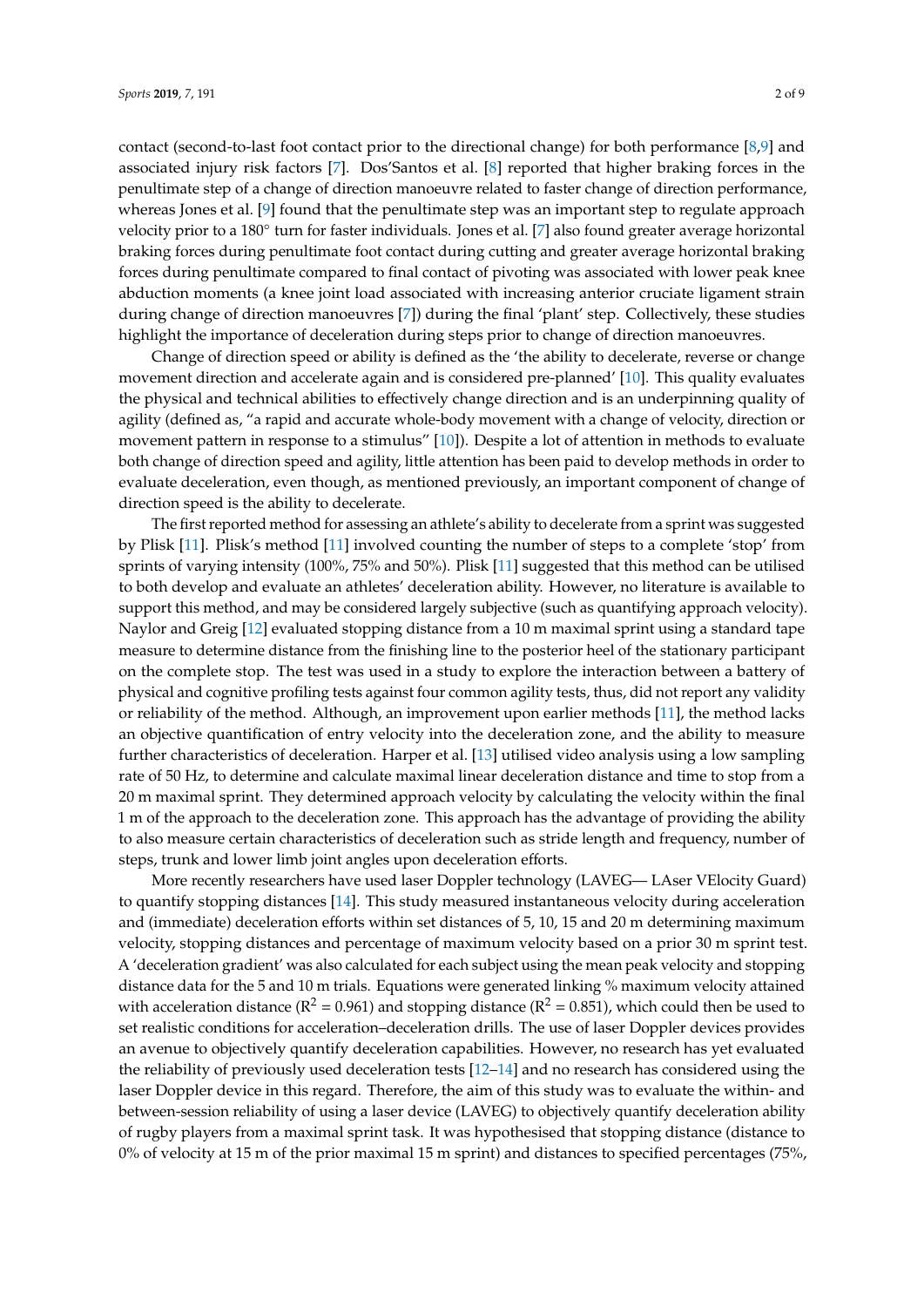contact (second-to-last foot contact prior to the directional change) for both performance [8,9] and associated injury risk factors [7]. Dos'Santos et al. [8] reported that higher braking forces in the penultimate step of a change of direction manoeuvre related to faster change of direction performance, whereas Jones et al. [9] found that the penultimate step was an important step to regulate approach velocity prior to a 180° turn for faster individuals. Jones et al. [7] also found greater average horizontal braking forces during penultimate foot contact during cutting and greater average horizontal braking forces during penultimate compared to final contact of pivoting was associated with lower peak knee abduction moments (a knee joint load associated with increasing anterior cruciate ligament strain during change of direction manoeuvres [7]) during the final 'plant' step. Collectively, these studies highlight the importance of deceleration during steps prior to change of direction manoeuvres.

Change of direction speed or ability is defined as the 'the ability to decelerate, reverse or change movement direction and accelerate again and is considered pre-planned' [10]. This quality evaluates the physical and technical abilities to effectively change direction and is an underpinning quality of agility (defined as, "a rapid and accurate whole-body movement with a change of velocity, direction or movement pattern in response to a stimulus" [10]). Despite a lot of attention in methods to evaluate both change of direction speed and agility, little attention has been paid to develop methods in order to evaluate deceleration, even though, as mentioned previously, an important component of change of direction speed is the ability to decelerate.

The first reported method for assessing an athlete's ability to decelerate from a sprint was suggested by Plisk [11]. Plisk's method [11] involved counting the number of steps to a complete 'stop' from sprints of varying intensity (100%, 75% and 50%). Plisk [11] suggested that this method can be utilised to both develop and evaluate an athletes' deceleration ability. However, no literature is available to support this method, and may be considered largely subjective (such as quantifying approach velocity). Naylor and Greig [12] evaluated stopping distance from a 10 m maximal sprint using a standard tape measure to determine distance from the finishing line to the posterior heel of the stationary participant on the complete stop. The test was used in a study to explore the interaction between a battery of physical and cognitive profiling tests against four common agility tests, thus, did not report any validity or reliability of the method. Although, an improvement upon earlier methods [11], the method lacks an objective quantification of entry velocity into the deceleration zone, and the ability to measure further characteristics of deceleration. Harper et al. [13] utilised video analysis using a low sampling rate of 50 Hz, to determine and calculate maximal linear deceleration distance and time to stop from a 20 m maximal sprint. They determined approach velocity by calculating the velocity within the final 1 m of the approach to the deceleration zone. This approach has the advantage of providing the ability to also measure certain characteristics of deceleration such as stride length and frequency, number of steps, trunk and lower limb joint angles upon deceleration efforts.

More recently researchers have used laser Doppler technology (LAVEG— LAser VElocity Guard) to quantify stopping distances [14]. This study measured instantaneous velocity during acceleration and (immediate) deceleration efforts within set distances of 5, 10, 15 and 20 m determining maximum velocity, stopping distances and percentage of maximum velocity based on a prior 30 m sprint test. A 'deceleration gradient' was also calculated for each subject using the mean peak velocity and stopping distance data for the 5 and 10 m trials. Equations were generated linking % maximum velocity attained with acceleration distance ($R^2$ = 0.961) and stopping distance ($R^2$ = 0.851), which could then be used to set realistic conditions for acceleration–deceleration drills. The use of laser Doppler devices provides an avenue to objectively quantify deceleration capabilities. However, no research has yet evaluated the reliability of previously used deceleration tests [12–14] and no research has considered using the laser Doppler device in this regard. Therefore, the aim of this study was to evaluate the within- and between-session reliability of using a laser device (LAVEG) to objectively quantify deceleration ability of rugby players from a maximal sprint task. It was hypothesised that stopping distance (distance to 0% of velocity at 15 m of the prior maximal 15 m sprint) and distances to specified percentages (75%,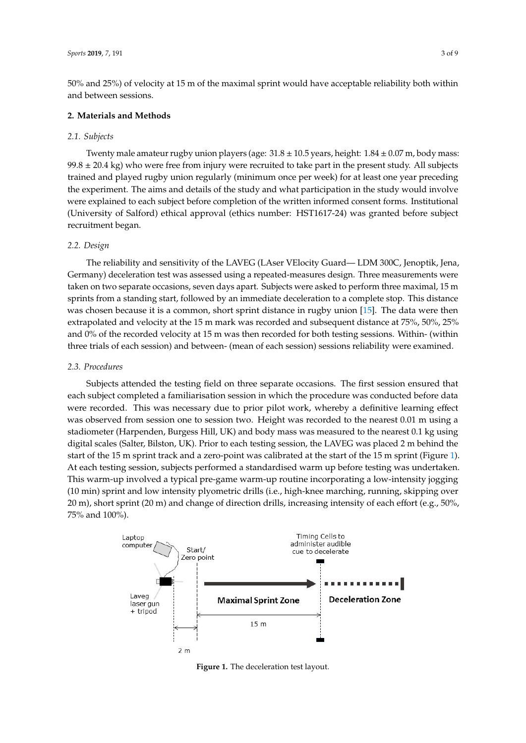50% and 25%) of velocity at 15 m of the maximal sprint would have acceptable reliability both within and between sessions.

## 2. Materials and Methods

### 2.1. Subjects

Twenty male amateur rugby union players (age: 31.8 ± 10.5 years, height: 1.84 ± 0.07 m, body mass: 99.8 ± 20.4 kg) who were free from injury were recruited to take part in the present study. All subjects trained and played rugby union regularly (minimum once per week) for at least one year preceding the experiment. The aims and details of the study and what participation in the study would involve were explained to each subject before completion of the written informed consent forms. Institutional (University of Salford) ethical approval (ethics number: HST1617-24) was granted before subject recruitment began.

### 2.2. Design

The reliability and sensitivity of the LAVEG (LAser VElocity Guard— LDM 300C, Jenoptik, Jena, Germany) deceleration test was assessed using a repeated-measures design. Three measurements were taken on two separate occasions, seven days apart. Subjects were asked to perform three maximal, 15 m sprints from a standing start, followed by an immediate deceleration to a complete stop. This distance was chosen because it is a common, short sprint distance in rugby union [15]. The data were then extrapolated and velocity at the 15 m mark was recorded and subsequent distance at 75%, 50%, 25% and 0% of the recorded velocity at 15 m was then recorded for both testing sessions. Within- (within three trials of each session) and between- (mean of each session) sessions reliability were examined.

### 2.3. Procedures

Subjects attended the testing field on three separate occasions. The first session ensured that each subject completed a familiarisation session in which the procedure was conducted before data were recorded. This was necessary due to prior pilot work, whereby a definitive learning effect was observed from session one to session two. Height was recorded to the nearest 0.01 m using a stadiometer (Harpenden, Burgess Hill, UK) and body mass was measured to the nearest 0.1 kg using digital scales (Salter, Bilston, UK). Prior to each testing session, the LAVEG was placed 2 m behind the start of the 15 m sprint track and a zero-point was calibrated at the start of the 15 m sprint (Figure 1). At each testing session, subjects performed a standardised warm up before testing was undertaken. This warm-up involved a typical pre-game warm-up routine incorporating a low-intensity jogging (10 min) sprint and low intensity plyometric drills (i.e., high-knee marching, running, skipping over 20 m), short sprint (20 m) and change of direction drills, increasing intensity of each effort (e.g., 50%, 75% and 100%).

Laptop computer · Start/ Zero point · Timing Cells to administer audible cue to decelerate · Laveg laser gun + tripod · Maximal Sprint Zone · Deceleration Zone · 15 m · 2 m

**Figure 1.** The deceleration test layout.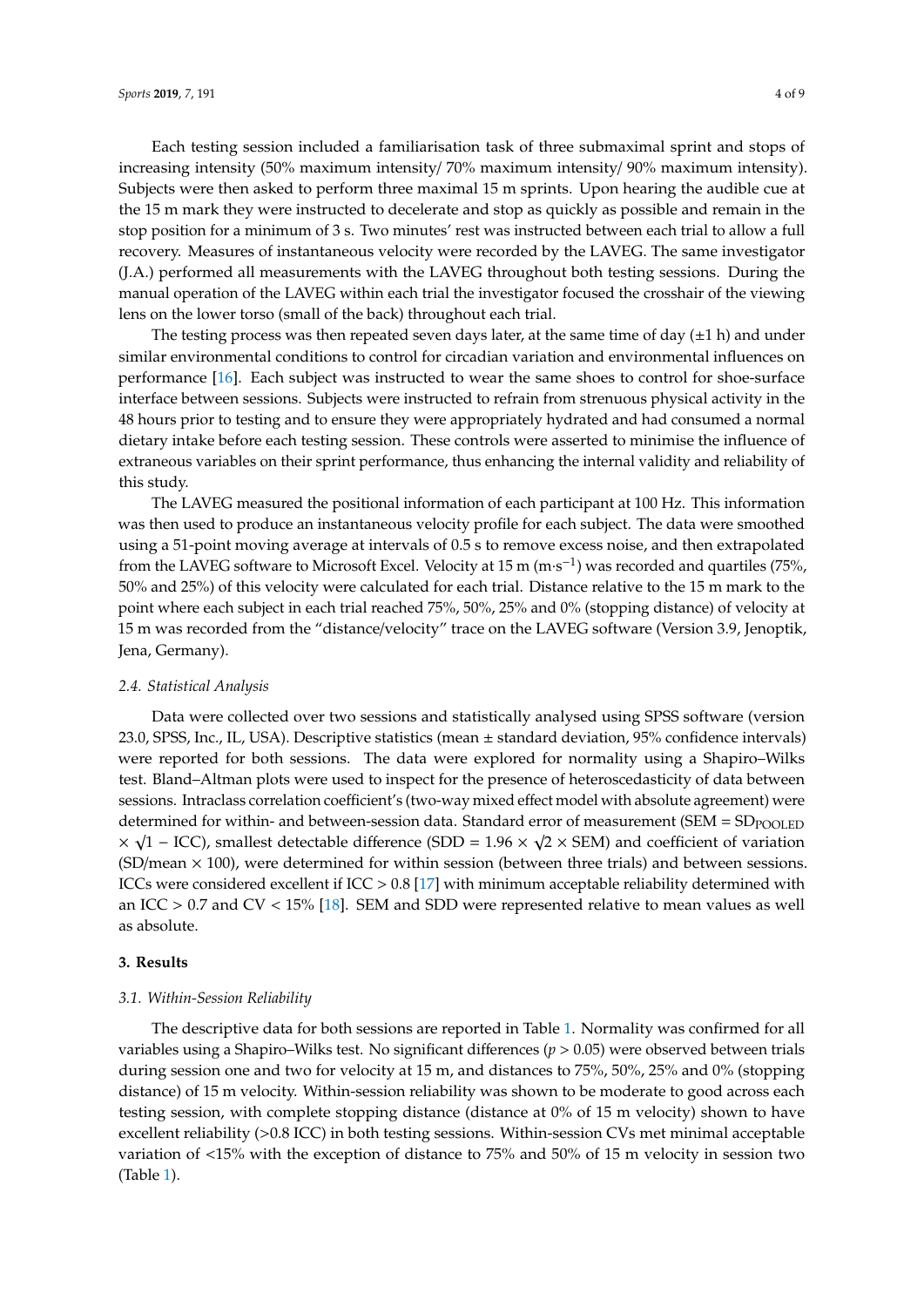Each testing session included a familiarisation task of three submaximal sprint and stops of increasing intensity (50% maximum intensity/ 70% maximum intensity/ 90% maximum intensity). Subjects were then asked to perform three maximal 15 m sprints. Upon hearing the audible cue at the 15 m mark they were instructed to decelerate and stop as quickly as possible and remain in the stop position for a minimum of 3 s. Two minutes' rest was instructed between each trial to allow a full recovery. Measures of instantaneous velocity were recorded by the LAVEG. The same investigator (J.A.) performed all measurements with the LAVEG throughout both testing sessions. During the manual operation of the LAVEG within each trial the investigator focused the crosshair of the viewing lens on the lower torso (small of the back) throughout each trial.

The testing process was then repeated seven days later, at the same time of day (±1 h) and under similar environmental conditions to control for circadian variation and environmental influences on performance [16]. Each subject was instructed to wear the same shoes to control for shoe-surface interface between sessions. Subjects were instructed to refrain from strenuous physical activity in the 48 hours prior to testing and to ensure they were appropriately hydrated and had consumed a normal dietary intake before each testing session. These controls were asserted to minimise the influence of extraneous variables on their sprint performance, thus enhancing the internal validity and reliability of this study.

The LAVEG measured the positional information of each participant at 100 Hz. This information was then used to produce an instantaneous velocity profile for each subject. The data were smoothed using a 51-point moving average at intervals of 0.5 s to remove excess noise, and then extrapolated from the LAVEG software to Microsoft Excel. Velocity at 15 m ($m \cdot s^{-1}$) was recorded and quartiles (75%, 50% and 25%) of this velocity were calculated for each trial. Distance relative to the 15 m mark to the point where each subject in each trial reached 75%, 50%, 25% and 0% (stopping distance) of velocity at 15 m was recorded from the "distance/velocity" trace on the LAVEG software (Version 3.9, Jenoptik, Jena, Germany).

### *2.4. Statistical Analysis*

Data were collected over two sessions and statistically analysed using SPSS software (version 23.0, SPSS, Inc., IL, USA). Descriptive statistics (mean ± standard deviation, 95% confidence intervals) were reported for both sessions. The data were explored for normality using a Shapiro–Wilks test. Bland–Altman plots were used to inspect for the presence of heteroscedasticity of data between sessions. Intraclass correlation coefficient's (two-way mixed effect model with absolute agreement) were determined for within- and between-session data. Standard error of measurement ($SEM = SD_{POOLED} \times \sqrt{1 - ICC}$), smallest detectable difference ($SDD = 1.96 \times \sqrt{2} \times SEM$) and coefficient of variation ($SD/mean \times 100$), were determined for within session (between three trials) and between sessions. ICCs were considered excellent if ICC > 0.8 [17] with minimum acceptable reliability determined with an ICC > 0.7 and CV < 15% [18]. SEM and SDD were represented relative to mean values as well as absolute.

## 3. Results

### *3.1. Within-Session Reliability*

The descriptive data for both sessions are reported in Table 1. Normality was confirmed for all variables using a Shapiro–Wilks test. No significant differences ($p > 0.05$) were observed between trials during session one and two for velocity at 15 m, and distances to 75%, 50%, 25% and 0% (stopping distance) of 15 m velocity. Within-session reliability was shown to be moderate to good across each testing session, with complete stopping distance (distance at 0% of 15 m velocity) shown to have excellent reliability (>0.8 ICC) in both testing sessions. Within-session CVs met minimal acceptable variation of <15% with the exception of distance to 75% and 50% of 15 m velocity in session two (Table 1).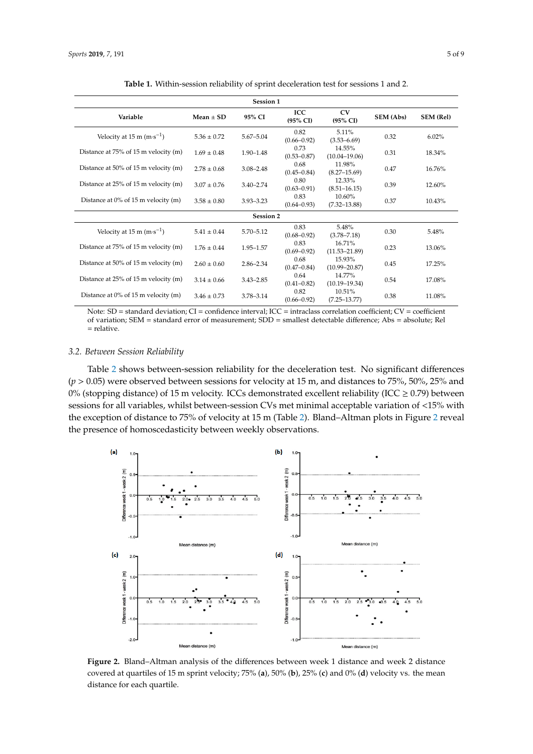**Table 1.** Within-session reliability of sprint deceleration test for sessions 1 and 2.

| Variable | Mean ± SD | 95% CI | ICC (95% CI) | CV (95% CI) | SEM (Abs) | SEM (Rel) |
|---|---|---|---|---|---|---|
| **Session 1** | | | | | | |
| Velocity at 15 m ($m \cdot s^{-1}$) | 5.36 ± 0.72 | 5.67–5.04 | 0.82 (0.66–0.92) | 5.11% (3.53–6.69) | 0.32 | 6.02% |
| Distance at 75% of 15 m velocity (m) | 1.69 ± 0.48 | 1.90–1.48 | 0.73 (0.53–0.87) | 14.55% (10.04–19.06) | 0.31 | 18.34% |
| Distance at 50% of 15 m velocity (m) | 2.78 ± 0.68 | 3.08–2.48 | 0.68 (0.45–0.84) | 11.98% (8.27–15.69) | 0.47 | 16.76% |
| Distance at 25% of 15 m velocity (m) | 3.07 ± 0.76 | 3.40–2.74 | 0.80 (0.63–0.91) | 12.33% (8.51–16.15) | 0.39 | 12.60% |
| Distance at 0% of 15 m velocity (m) | 3.58 ± 0.80 | 3.93–3.23 | 0.83 (0.64–0.93) | 10.60% (7.32–13.88) | 0.37 | 10.43% |
| **Session 2** | | | | | | |
| Velocity at 15 m ($m \cdot s^{-1}$) | 5.41 ± 0.44 | 5.70–5.12 | 0.83 (0.68–0.92) | 5.48% (3.78–7.18) | 0.30 | 5.48% |
| Distance at 75% of 15 m velocity (m) | 1.76 ± 0.44 | 1.95–1.57 | 0.83 (0.69–0.92) | 16.71% (11.53–21.89) | 0.23 | 13.06% |
| Distance at 50% of 15 m velocity (m) | 2.60 ± 0.60 | 2.86–2.34 | 0.68 (0.47–0.84) | 15.93% (10.99–20.87) | 0.45 | 17.25% |
| Distance at 25% of 15 m velocity (m) | 3.14 ± 0.66 | 3.43–2.85 | 0.64 (0.41–0.82) | 14.77% (10.19–19.34) | 0.54 | 17.08% |
| Distance at 0% of 15 m velocity (m) | 3.46 ± 0.73 | 3.78–3.14 | 0.82 (0.66–0.92) | 10.51% (7.25–13.77) | 0.38 | 11.08% |

Note: SD = standard deviation; CI = confidence interval; ICC = intraclass correlation coefficient; CV = coefficient of variation; SEM = standard error of measurement; SDD = smallest detectable difference; Abs = absolute; Rel = relative.

### 3.2. Between Session Reliability

Table 2 shows between-session reliability for the deceleration test. No significant differences ($p > 0.05$) were observed between sessions for velocity at 15 m, and distances to 75%, 50%, 25% and 0% (stopping distance) of 15 m velocity. ICCs demonstrated excellent reliability (ICC ≥ 0.79) between sessions for all variables, whilst between-session CVs met minimal acceptable variation of <15% with the exception of distance to 75% of velocity at 15 m (Table 2). Bland–Altman plots in Figure 2 reveal the presence of homoscedasticity between weekly observations.

**Figure 2.** Bland–Altman analysis of the differences between week 1 distance and week 2 distance covered at quartiles of 15 m sprint velocity; 75% (**a**), 50% (**b**), 25% (**c**) and 0% (**d**) velocity vs. the mean distance for each quartile.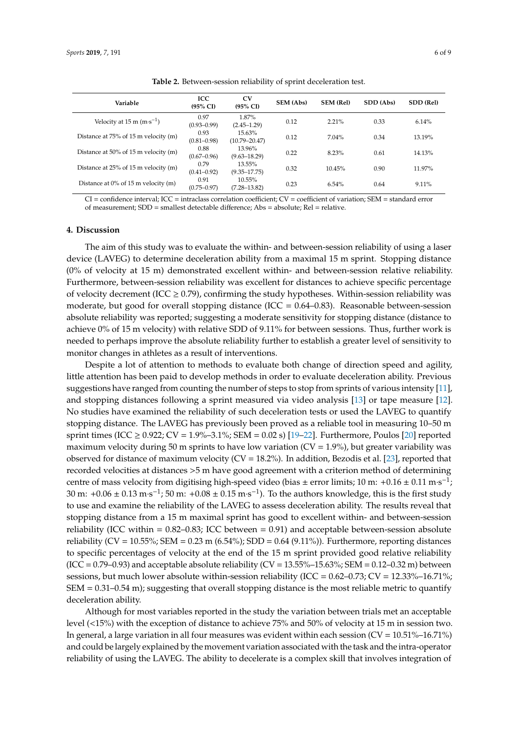**Table 2.** Between-session reliability of sprint deceleration test.

| Variable | ICC (95% CI) | CV (95% CI) | SEM (Abs) | SEM (Rel) | SDD (Abs) | SDD (Rel) |
|---|---|---|---|---|---|---|
| Velocity at 15 m ($m \cdot s^{-1}$) | 0.97 (0.93–0.99) | 1.87% (2.45–1.29) | 0.12 | 2.21% | 0.33 | 6.14% |
| Distance at 75% of 15 m velocity (m) | 0.93 (0.81–0.98) | 15.63% (10.79–20.47) | 0.12 | 7.04% | 0.34 | 13.19% |
| Distance at 50% of 15 m velocity (m) | 0.88 (0.67–0.96) | 13.96% (9.63–18.29) | 0.22 | 8.23% | 0.61 | 14.13% |
| Distance at 25% of 15 m velocity (m) | 0.79 (0.41–0.92) | 13.55% (9.35–17.75) | 0.32 | 10.45% | 0.90 | 11.97% |
| Distance at 0% of 15 m velocity (m) | 0.91 (0.75–0.97) | 10.55% (7.28–13.82) | 0.23 | 6.54% | 0.64 | 9.11% |

CI = confidence interval; ICC = intraclass correlation coefficient; CV = coefficient of variation; SEM = standard error of measurement; SDD = smallest detectable difference; Abs = absolute; Rel = relative.

## 4. Discussion

The aim of this study was to evaluate the within- and between-session reliability of using a laser device (LAVEG) to determine deceleration ability from a maximal 15 m sprint. Stopping distance (0% of velocity at 15 m) demonstrated excellent within- and between-session relative reliability. Furthermore, between-session reliability was excellent for distances to achieve specific percentage of velocity decrement (ICC ≥ 0.79), confirming the study hypotheses. Within-session reliability was moderate, but good for overall stopping distance (ICC = 0.64–0.83). Reasonable between-session absolute reliability was reported; suggesting a moderate sensitivity for stopping distance (distance to achieve 0% of 15 m velocity) with relative SDD of 9.11% for between sessions. Thus, further work is needed to perhaps improve the absolute reliability further to establish a greater level of sensitivity to monitor changes in athletes as a result of interventions.

Despite a lot of attention to methods to evaluate both change of direction speed and agility, little attention has been paid to develop methods in order to evaluate deceleration ability. Previous suggestions have ranged from counting the number of steps to stop from sprints of various intensity [11], and stopping distances following a sprint measured via video analysis [13] or tape measure [12]. No studies have examined the reliability of such deceleration tests or used the LAVEG to quantify stopping distance. The LAVEG has previously been proved as a reliable tool in measuring 10–50 m sprint times (ICC ≥ 0.922; CV = 1.9%–3.1%; SEM = 0.02 s) [19–22]. Furthermore, Poulos [20] reported maximum velocity during 50 m sprints to have low variation (CV = 1.9%), but greater variability was observed for distance of maximum velocity (CV = 18.2%). In addition, Bezodis et al. [23], reported that recorded velocities at distances >5 m have good agreement with a criterion method of determining centre of mass velocity from digitising high-speed video (bias ± error limits; 10 m: +0.16 ± 0.11 $m \cdot s^{-1}$; 30 m: +0.06 ± 0.13 $m \cdot s^{-1}$; 50 m: +0.08 ± 0.15 $m \cdot s^{-1}$). To the authors knowledge, this is the first study to use and examine the reliability of the LAVEG to assess deceleration ability. The results reveal that stopping distance from a 15 m maximal sprint has good to excellent within- and between-session reliability (ICC within = 0.82–0.83; ICC between = 0.91) and acceptable between-session absolute reliability (CV = 10.55%; SEM = 0.23 m (6.54%); SDD = 0.64 (9.11%)). Furthermore, reporting distances to specific percentages of velocity at the end of the 15 m sprint provided good relative reliability (ICC = 0.79–0.93) and acceptable absolute reliability (CV = 13.55%–15.63%; SEM = 0.12–0.32 m) between sessions, but much lower absolute within-session reliability (ICC = 0.62–0.73; CV = 12.33%–16.71%; SEM = 0.31–0.54 m); suggesting that overall stopping distance is the most reliable metric to quantify deceleration ability.

Although for most variables reported in the study the variation between trials met an acceptable level (<15%) with the exception of distance to achieve 75% and 50% of velocity at 15 m in session two. In general, a large variation in all four measures was evident within each session (CV = 10.51%–16.71%) and could be largely explained by the movement variation associated with the task and the intra-operator reliability of using the LAVEG. The ability to decelerate is a complex skill that involves integration of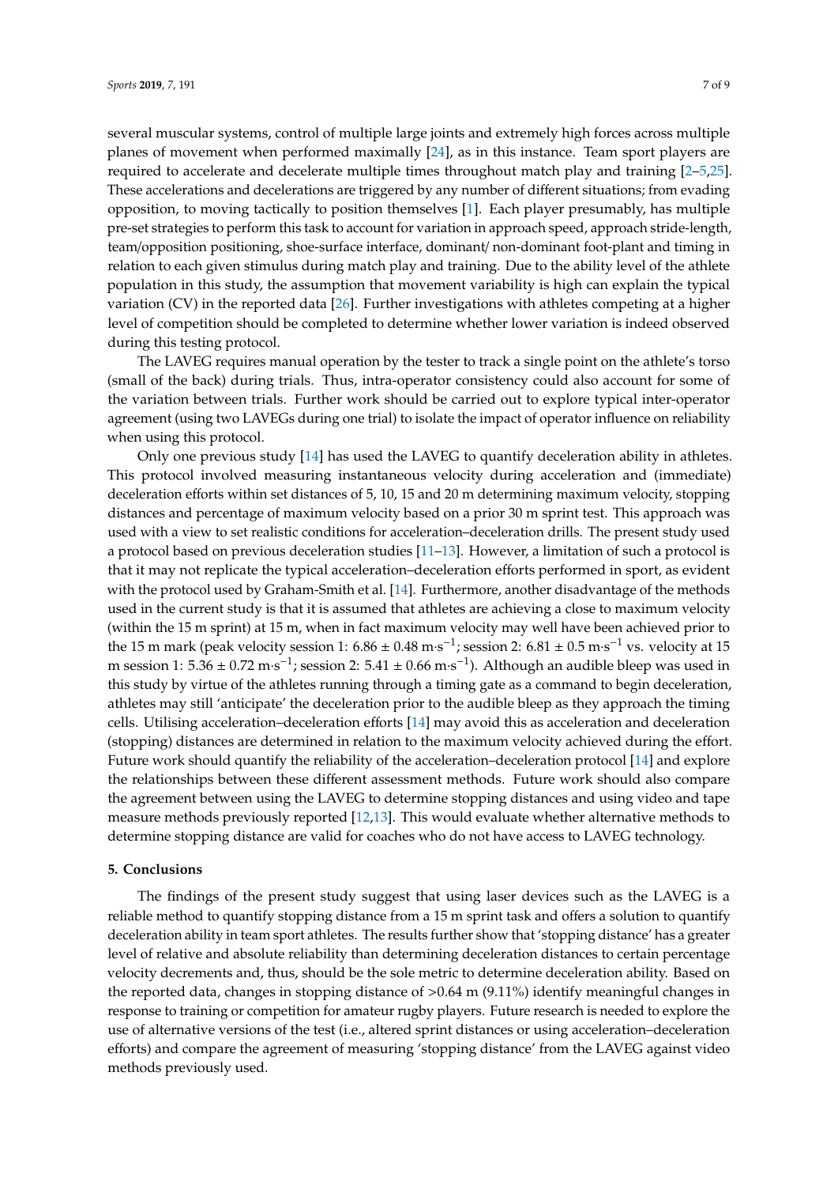several muscular systems, control of multiple large joints and extremely high forces across multiple planes of movement when performed maximally [24], as in this instance. Team sport players are required to accelerate and decelerate multiple times throughout match play and training [2–5,25]. These accelerations and decelerations are triggered by any number of different situations; from evading opposition, to moving tactically to position themselves [1]. Each player presumably, has multiple pre-set strategies to perform this task to account for variation in approach speed, approach stride-length, team/opposition positioning, shoe-surface interface, dominant/ non-dominant foot-plant and timing in relation to each given stimulus during match play and training. Due to the ability level of the athlete population in this study, the assumption that movement variability is high can explain the typical variation (CV) in the reported data [26]. Further investigations with athletes competing at a higher level of competition should be completed to determine whether lower variation is indeed observed during this testing protocol.

The LAVEG requires manual operation by the tester to track a single point on the athlete's torso (small of the back) during trials. Thus, intra-operator consistency could also account for some of the variation between trials. Further work should be carried out to explore typical inter-operator agreement (using two LAVEGs during one trial) to isolate the impact of operator influence on reliability when using this protocol.

Only one previous study [14] has used the LAVEG to quantify deceleration ability in athletes. This protocol involved measuring instantaneous velocity during acceleration and (immediate) deceleration efforts within set distances of 5, 10, 15 and 20 m determining maximum velocity, stopping distances and percentage of maximum velocity based on a prior 30 m sprint test. This approach was used with a view to set realistic conditions for acceleration–deceleration drills. The present study used a protocol based on previous deceleration studies [11–13]. However, a limitation of such a protocol is that it may not replicate the typical acceleration–deceleration efforts performed in sport, as evident with the protocol used by Graham-Smith et al. [14]. Furthermore, another disadvantage of the methods used in the current study is that it is assumed that athletes are achieving a close to maximum velocity (within the 15 m sprint) at 15 m, when in fact maximum velocity may well have been achieved prior to the 15 m mark (peak velocity session 1: 6.86 ± 0.48 m·s$^{-1}$; session 2: 6.81 ± 0.5 m·s$^{-1}$ vs. velocity at 15 m session 1: 5.36 ± 0.72 m·s$^{-1}$; session 2: 5.41 ± 0.66 m·s$^{-1}$). Although an audible bleep was used in this study by virtue of the athletes running through a timing gate as a command to begin deceleration, athletes may still 'anticipate' the deceleration prior to the audible bleep as they approach the timing cells. Utilising acceleration–deceleration efforts [14] may avoid this as acceleration and deceleration (stopping) distances are determined in relation to the maximum velocity achieved during the effort. Future work should quantify the reliability of the acceleration–deceleration protocol [14] and explore the relationships between these different assessment methods. Future work should also compare the agreement between using the LAVEG to determine stopping distances and using video and tape measure methods previously reported [12,13]. This would evaluate whether alternative methods to determine stopping distance are valid for coaches who do not have access to LAVEG technology.

## 5. Conclusions

The findings of the present study suggest that using laser devices such as the LAVEG is a reliable method to quantify stopping distance from a 15 m sprint task and offers a solution to quantify deceleration ability in team sport athletes. The results further show that 'stopping distance' has a greater level of relative and absolute reliability than determining deceleration distances to certain percentage velocity decrements and, thus, should be the sole metric to determine deceleration ability. Based on the reported data, changes in stopping distance of >0.64 m (9.11%) identify meaningful changes in response to training or competition for amateur rugby players. Future research is needed to explore the use of alternative versions of the test (i.e., altered sprint distances or using acceleration–deceleration efforts) and compare the agreement of measuring 'stopping distance' from the LAVEG against video methods previously used.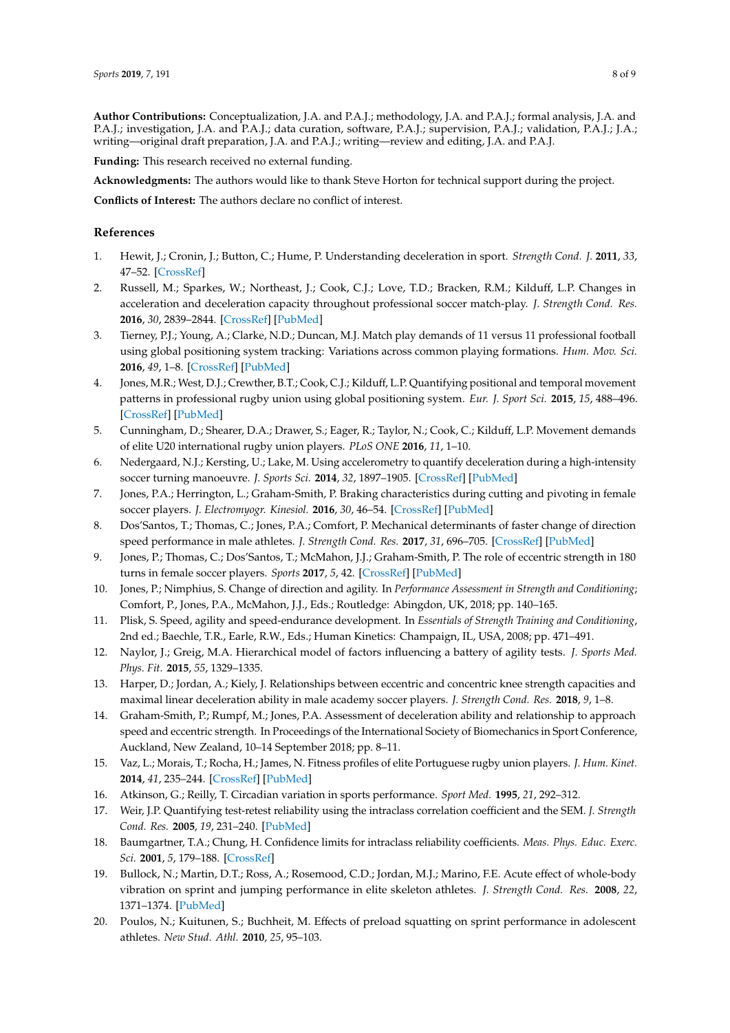**Author Contributions:** Conceptualization, J.A. and P.A.J.; methodology, J.A. and P.A.J.; formal analysis, J.A. and P.A.J.; investigation, J.A. and P.A.J.; data curation, software, P.A.J.; supervision, P.A.J.; validation, P.A.J.; J.A.; writing—original draft preparation, J.A. and P.A.J.; writing—review and editing, J.A. and P.A.J.

**Funding:** This research received no external funding.

**Acknowledgments:** The authors would like to thank Steve Horton for technical support during the project.

**Conflicts of Interest:** The authors declare no conflict of interest.

## References

1. Hewit, J.; Cronin, J.; Button, C.; Hume, P. Understanding deceleration in sport. *Strength Cond. J.* **2011**, *33*, 47–52. [CrossRef]
2. Russell, M.; Sparkes, W.; Northeast, J.; Cook, C.J.; Love, T.D.; Bracken, R.M.; Kilduff, L.P. Changes in acceleration and deceleration capacity throughout professional soccer match-play. *J. Strength Cond. Res.* **2016**, *30*, 2839–2844. [CrossRef] [PubMed]
3. Tierney, P.J.; Young, A.; Clarke, N.D.; Duncan, M.J. Match play demands of 11 versus 11 professional football using global positioning system tracking: Variations across common playing formations. *Hum. Mov. Sci.* **2016**, *49*, 1–8. [CrossRef] [PubMed]
4. Jones, M.R.; West, D.J.; Crewther, B.T.; Cook, C.J.; Kilduff, L.P. Quantifying positional and temporal movement patterns in professional rugby union using global positioning system. *Eur. J. Sport Sci.* **2015**, *15*, 488–496. [CrossRef] [PubMed]
5. Cunningham, D.; Shearer, D.A.; Drawer, S.; Eager, R.; Taylor, N.; Cook, C.; Kilduff, L.P. Movement demands of elite U20 international rugby union players. *PLoS ONE* **2016**, *11*, 1–10.
6. Nedergaard, N.J.; Kersting, U.; Lake, M. Using accelerometry to quantify deceleration during a high-intensity soccer turning manoeuvre. *J. Sports Sci.* **2014**, *32*, 1897–1905. [CrossRef] [PubMed]
7. Jones, P.A.; Herrington, L.; Graham-Smith, P. Braking characteristics during cutting and pivoting in female soccer players. *J. Electromyogr. Kinesiol.* **2016**, *30*, 46–54. [CrossRef] [PubMed]
8. Dos'Santos, T.; Thomas, C.; Jones, P.A.; Comfort, P. Mechanical determinants of faster change of direction speed performance in male athletes. *J. Strength Cond. Res.* **2017**, *31*, 696–705. [CrossRef] [PubMed]
9. Jones, P.; Thomas, C.; Dos'Santos, T.; McMahon, J.J.; Graham-Smith, P. The role of eccentric strength in 180 turns in female soccer players. *Sports* **2017**, *5*, 42. [CrossRef] [PubMed]
10. Jones, P.; Nimphius, S. Change of direction and agility. In *Performance Assessment in Strength and Conditioning*; Comfort, P., Jones, P.A., McMahon, J.J., Eds.; Routledge: Abingdon, UK, 2018; pp. 140–165.
11. Plisk, S. Speed, agility and speed-endurance development. In *Essentials of Strength Training and Conditioning*, 2nd ed.; Baechle, T.R., Earle, R.W., Eds.; Human Kinetics: Champaign, IL, USA, 2008; pp. 471–491.
12. Naylor, J.; Greig, M.A. Hierarchical model of factors influencing a battery of agility tests. *J. Sports Med. Phys. Fit.* **2015**, *55*, 1329–1335.
13. Harper, D.; Jordan, A.; Kiely, J. Relationships between eccentric and concentric knee strength capacities and maximal linear deceleration ability in male academy soccer players. *J. Strength Cond. Res.* **2018**, *9*, 1–8.
14. Graham-Smith, P.; Rumpf, M.; Jones, P.A. Assessment of deceleration ability and relationship to approach speed and eccentric strength. In Proceedings of the International Society of Biomechanics in Sport Conference, Auckland, New Zealand, 10–14 September 2018; pp. 8–11.
15. Vaz, L.; Morais, T.; Rocha, H.; James, N. Fitness profiles of elite Portuguese rugby union players. *J. Hum. Kinet.* **2014**, *41*, 235–244. [CrossRef] [PubMed]
16. Atkinson, G.; Reilly, T. Circadian variation in sports performance. *Sport Med.* **1995**, *21*, 292–312.
17. Weir, J.P. Quantifying test-retest reliability using the intraclass correlation coefficient and the SEM. *J. Strength Cond. Res.* **2005**, *19*, 231–240. [PubMed]
18. Baumgartner, T.A.; Chung, H. Confidence limits for intraclass reliability coefficients. *Meas. Phys. Educ. Exerc. Sci.* **2001**, *5*, 179–188. [CrossRef]
19. Bullock, N.; Martin, D.T.; Ross, A.; Rosemood, C.D.; Jordan, M.J.; Marino, F.E. Acute effect of whole-body vibration on sprint and jumping performance in elite skeleton athletes. *J. Strength Cond. Res.* **2008**, *22*, 1371–1374. [PubMed]
20. Poulos, N.; Kuitunen, S.; Buchheit, M. Effects of preload squatting on sprint performance in adolescent athletes. *New Stud. Athl.* **2010**, *25*, 95–103.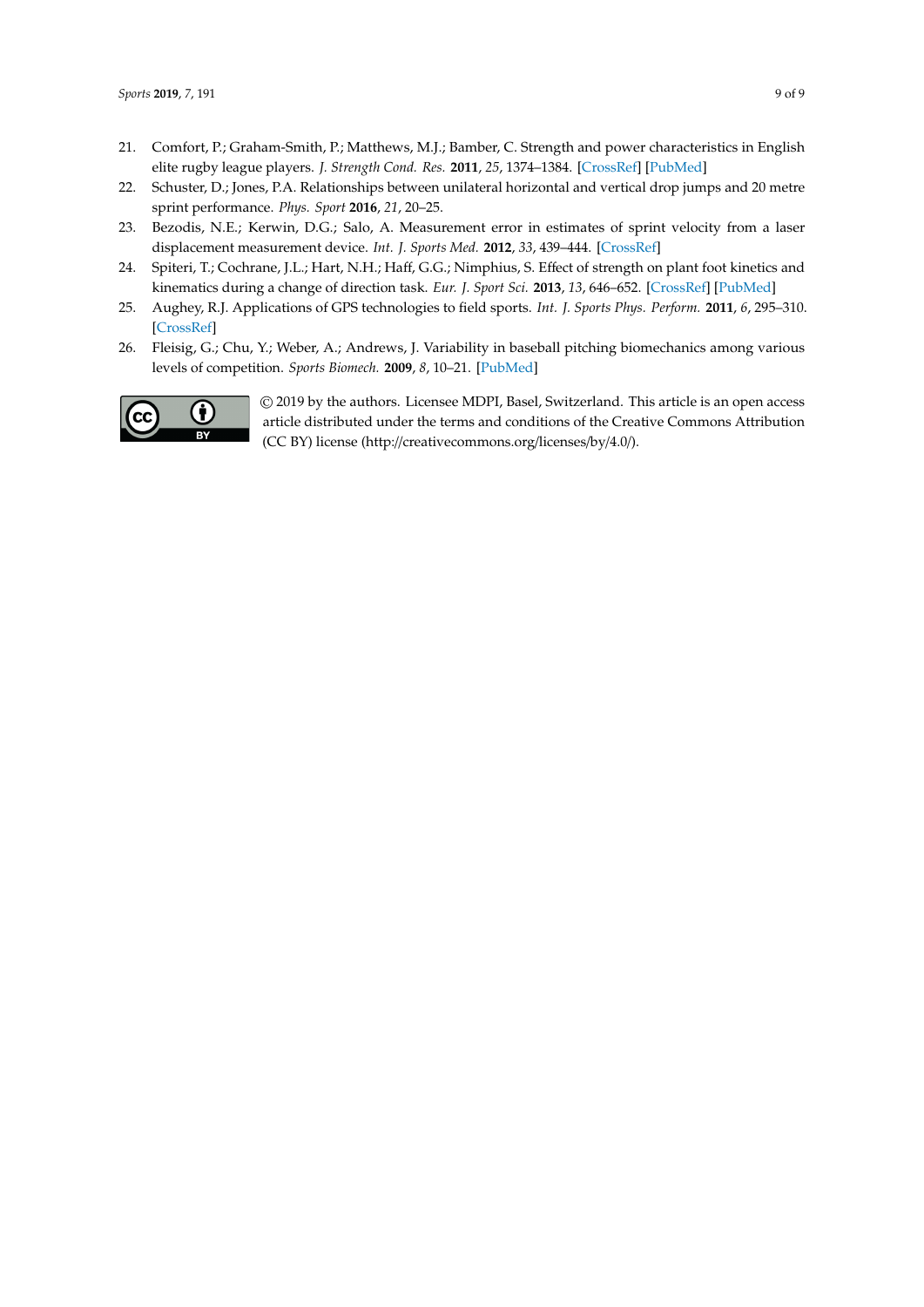21. Comfort, P.; Graham-Smith, P.; Matthews, M.J.; Bamber, C. Strength and power characteristics in English elite rugby league players. *J. Strength Cond. Res.* **2011**, *25*, 1374–1384. [CrossRef] [PubMed]
22. Schuster, D.; Jones, P.A. Relationships between unilateral horizontal and vertical drop jumps and 20 metre sprint performance. *Phys. Sport* **2016**, *21*, 20–25.
23. Bezodis, N.E.; Kerwin, D.G.; Salo, A. Measurement error in estimates of sprint velocity from a laser displacement measurement device. *Int. J. Sports Med.* **2012**, *33*, 439–444. [CrossRef]
24. Spiteri, T.; Cochrane, J.L.; Hart, N.H.; Haff, G.G.; Nimphius, S. Effect of strength on plant foot kinetics and kinematics during a change of direction task. *Eur. J. Sport Sci.* **2013**, *13*, 646–652. [CrossRef] [PubMed]
25. Aughey, R.J. Applications of GPS technologies to field sports. *Int. J. Sports Phys. Perform.* **2011**, *6*, 295–310. [CrossRef]
26. Fleisig, G.; Chu, Y.; Weber, A.; Andrews, J. Variability in baseball pitching biomechanics among various levels of competition. *Sports Biomech.* **2009**, *8*, 10–21. [PubMed]

© 2019 by the authors. Licensee MDPI, Basel, Switzerland. This article is an open access article distributed under the terms and conditions of the Creative Commons Attribution (CC BY) license (http://creativecommons.org/licenses/by/4.0/).